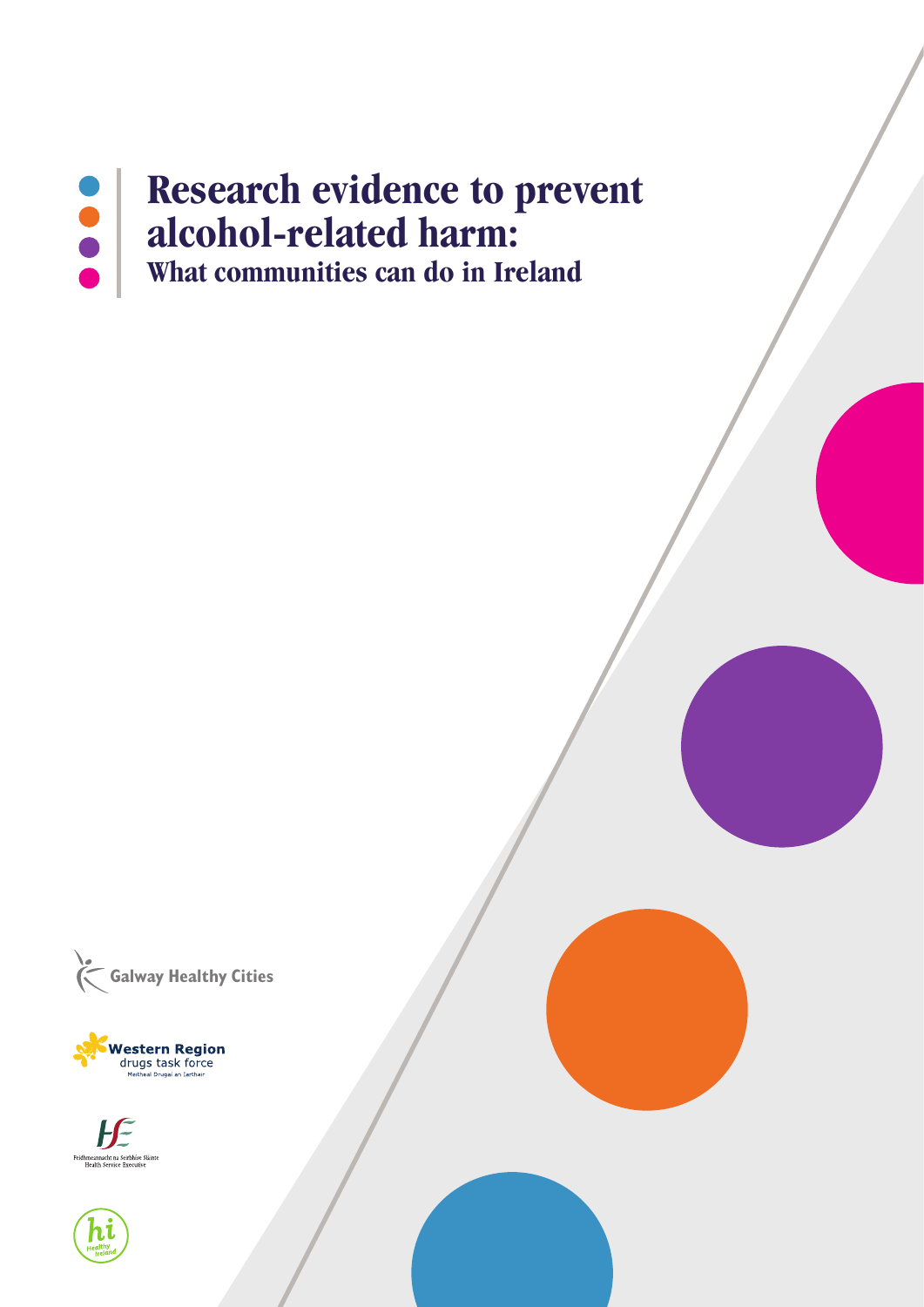# Research evidence to prevent alcohol-related harm:

## What communities can do in Ireland

Galway Healthy Cities

Western Region drugs task force
Meitheal Drugaí an Iarthair

Feidhmeannacht na Seirbhíse Sláinte
Health Service Executive

Healthy Ireland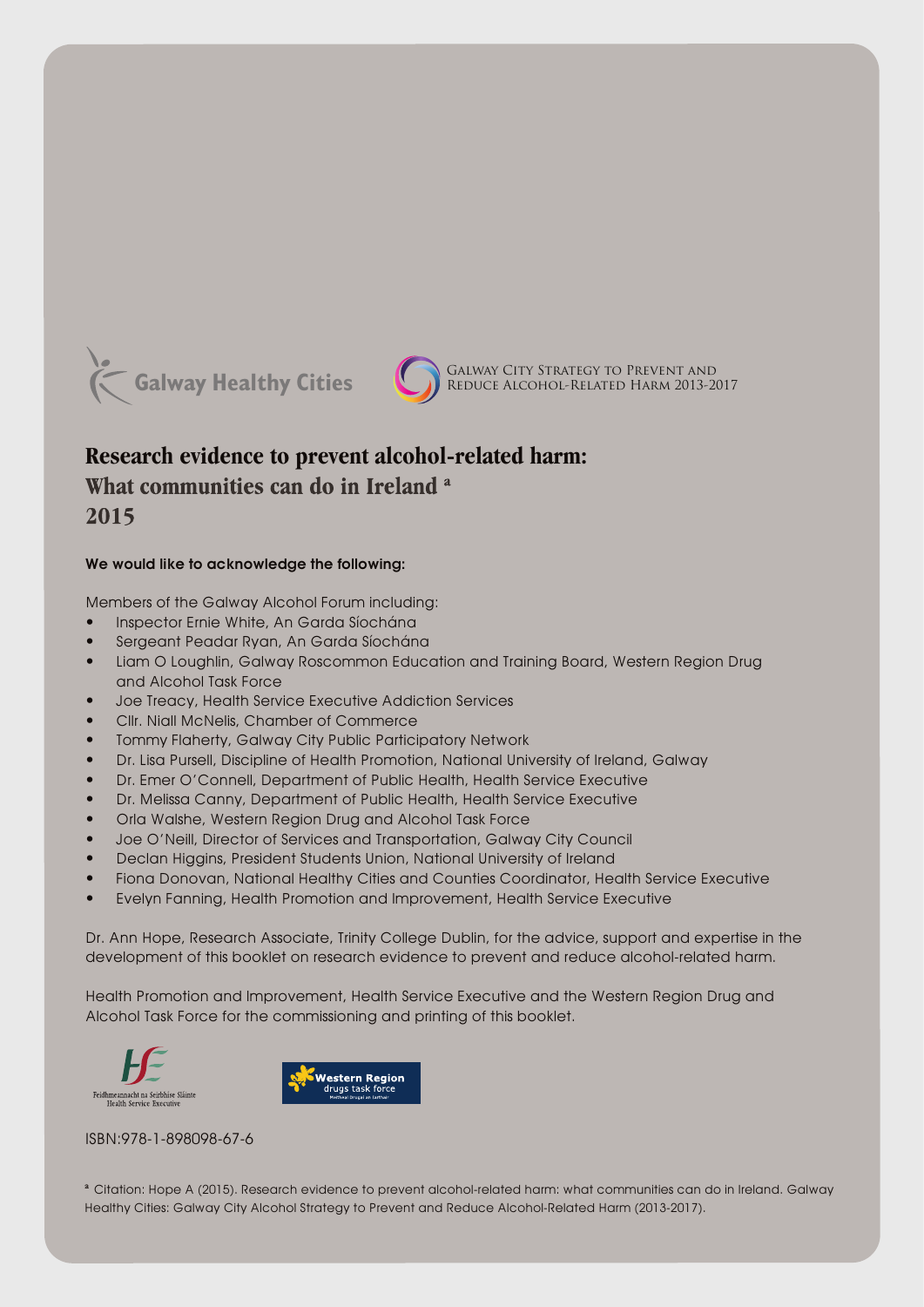Galway Healthy Cities

Galway City Strategy to Prevent and Reduce Alcohol-Related Harm 2013-2017

# Research evidence to prevent alcohol-related harm: What communities can do in Ireland [a] 2015

**We would like to acknowledge the following:**

Members of the Galway Alcohol Forum including:

- Inspector Ernie White, An Garda Síochána
- Sergeant Peadar Ryan, An Garda Síochána
- Liam O Loughlin, Galway Roscommon Education and Training Board, Western Region Drug and Alcohol Task Force
- Joe Treacy, Health Service Executive Addiction Services
- Cllr. Niall McNelis, Chamber of Commerce
- Tommy Flaherty, Galway City Public Participatory Network
- Dr. Lisa Pursell, Discipline of Health Promotion, National University of Ireland, Galway
- Dr. Emer O'Connell, Department of Public Health, Health Service Executive
- Dr. Melissa Canny, Department of Public Health, Health Service Executive
- Orla Walshe, Western Region Drug and Alcohol Task Force
- Joe O'Neill, Director of Services and Transportation, Galway City Council
- Declan Higgins, President Students Union, National University of Ireland
- Fiona Donovan, National Healthy Cities and Counties Coordinator, Health Service Executive
- Evelyn Fanning, Health Promotion and Improvement, Health Service Executive

Dr. Ann Hope, Research Associate, Trinity College Dublin, for the advice, support and expertise in the development of this booklet on research evidence to prevent and reduce alcohol-related harm.

Health Promotion and Improvement, Health Service Executive and the Western Region Drug and Alcohol Task Force for the commissioning and printing of this booklet.

Feidhmeannacht na Seirbhíse Sláinte Health Service Executive

Western Region drugs task force

ISBN:978-1-898098-67-6

[a] Citation: Hope A (2015). Research evidence to prevent alcohol-related harm: what communities can do in Ireland. Galway Healthy Cities: Galway City Alcohol Strategy to Prevent and Reduce Alcohol-Related Harm (2013-2017).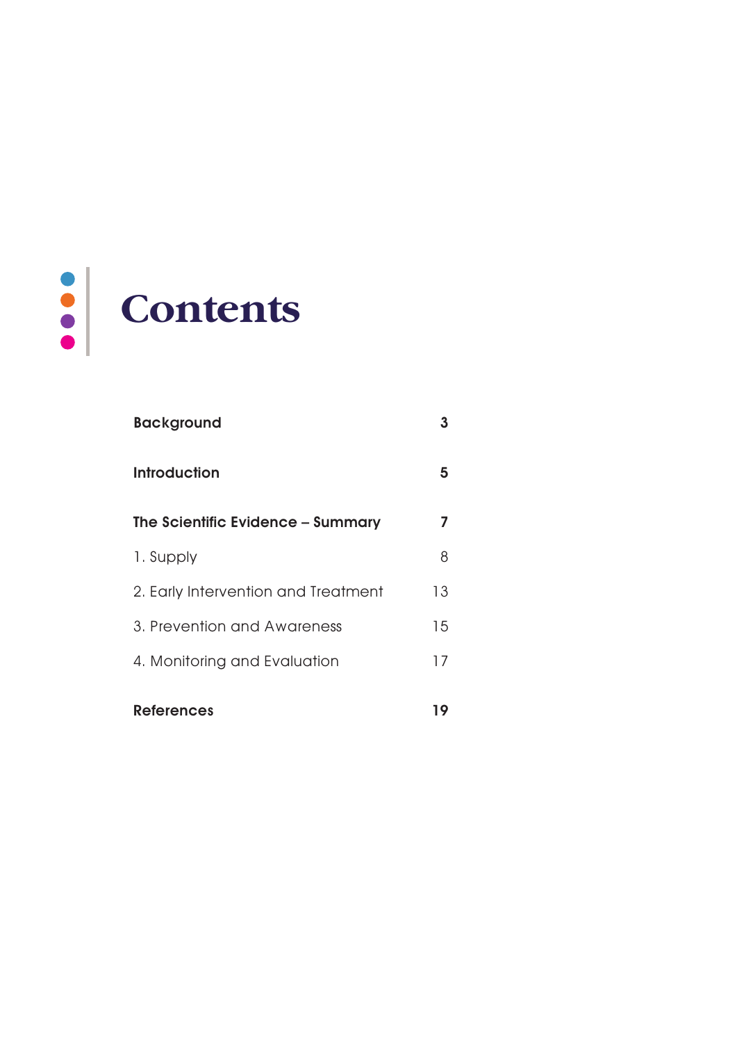# Contents

| | |
|---|---|
| **Background** | **3** |
| **Introduction** | **5** |
| **The Scientific Evidence – Summary** | **7** |
| 1. Supply | 8 |
| 2. Early Intervention and Treatment | 13 |
| 3. Prevention and Awareness | 15 |
| 4. Monitoring and Evaluation | 17 |
| **References** | **19** |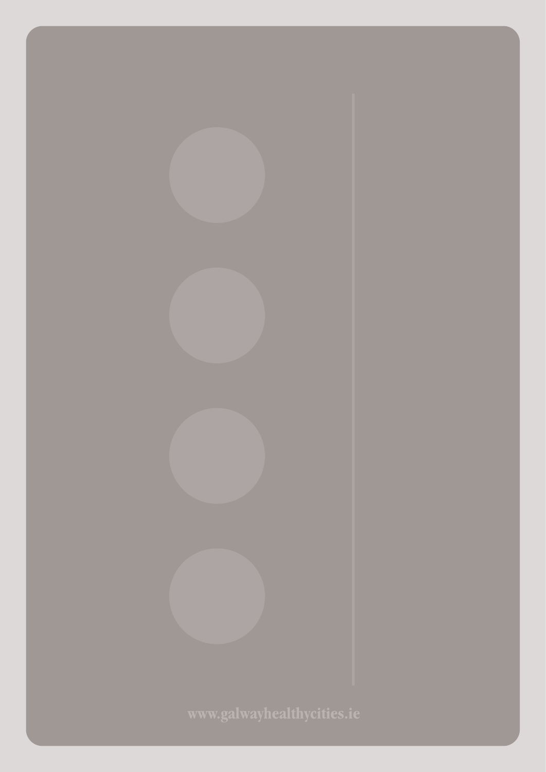www.galwayhealthycities.ie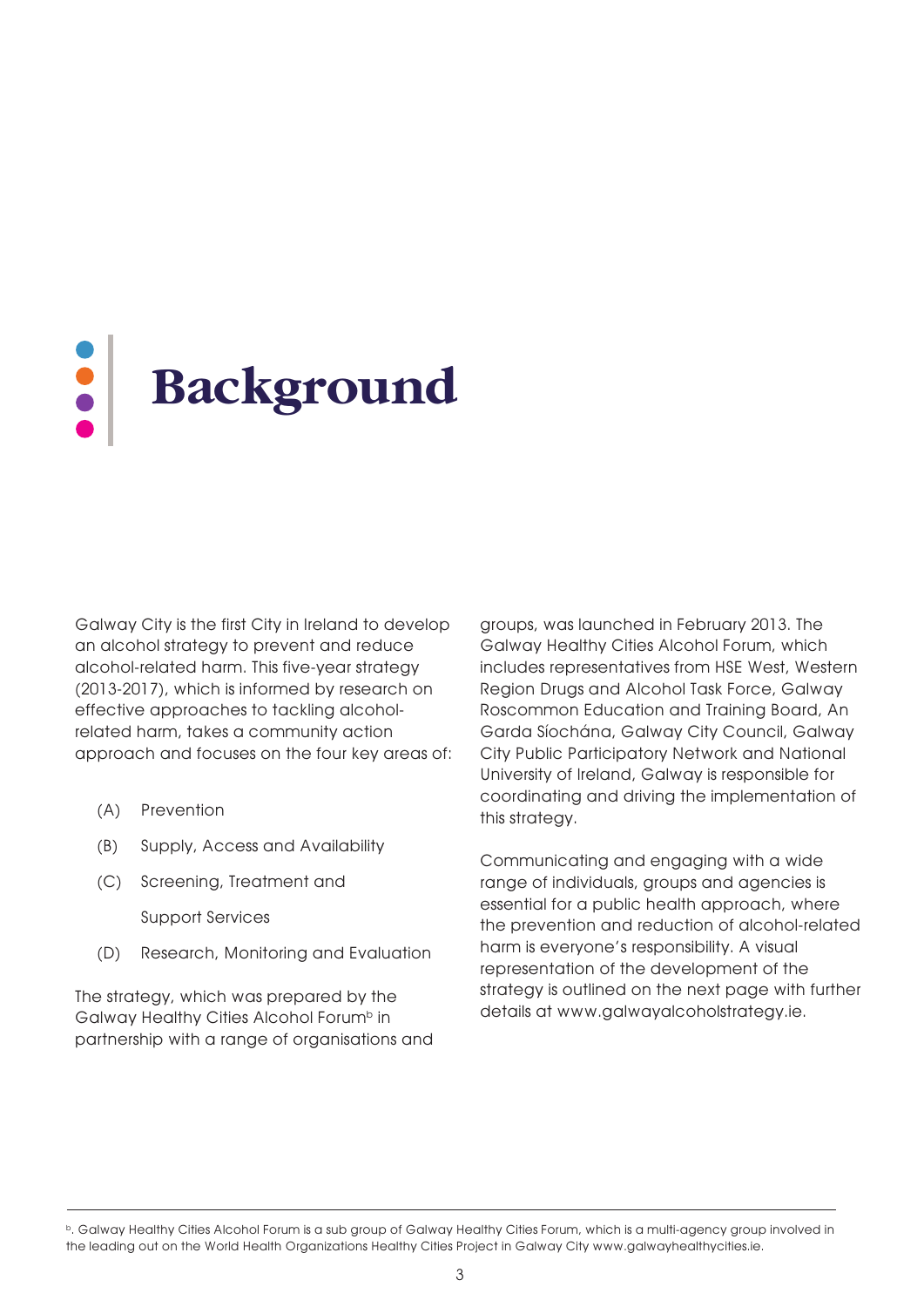# Background

Galway City is the first City in Ireland to develop an alcohol strategy to prevent and reduce alcohol-related harm. This five-year strategy (2013-2017), which is informed by research on effective approaches to tackling alcohol-related harm, takes a community action approach and focuses on the four key areas of:

(A) Prevention

(B) Supply, Access and Availability

(C) Screening, Treatment and Support Services

(D) Research, Monitoring and Evaluation

The strategy, which was prepared by the Galway Healthy Cities Alcohol Forum[b] in partnership with a range of organisations and groups, was launched in February 2013. The Galway Healthy Cities Alcohol Forum, which includes representatives from HSE West, Western Region Drugs and Alcohol Task Force, Galway Roscommon Education and Training Board, An Garda Síochána, Galway City Council, Galway City Public Participatory Network and National University of Ireland, Galway is responsible for coordinating and driving the implementation of this strategy.

Communicating and engaging with a wide range of individuals, groups and agencies is essential for a public health approach, where the prevention and reduction of alcohol-related harm is everyone's responsibility. A visual representation of the development of the strategy is outlined on the next page with further details at www.galwayalcoholstrategy.ie.

---

[b]. Galway Healthy Cities Alcohol Forum is a sub group of Galway Healthy Cities Forum, which is a multi-agency group involved in the leading out on the World Health Organizations Healthy Cities Project in Galway City www.galwayhealthycities.ie.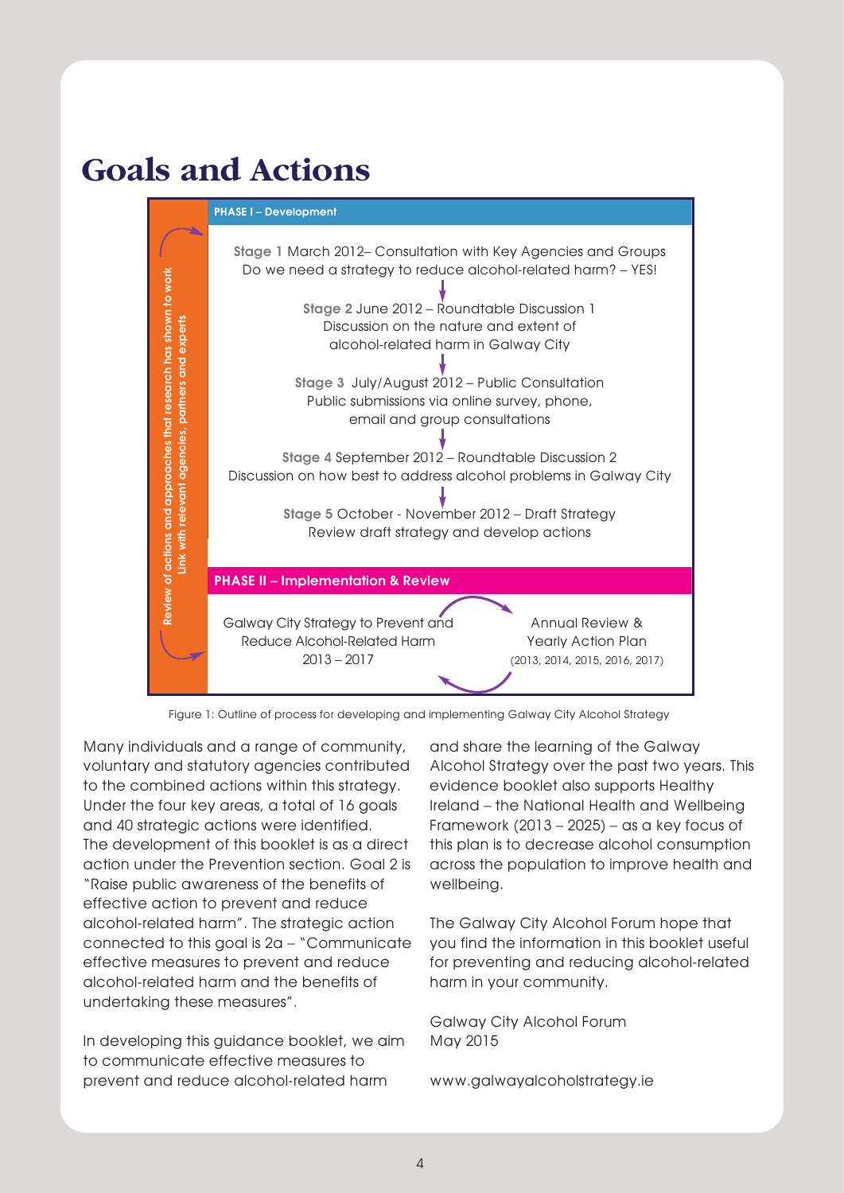# Goals and Actions

Review of actions and approaches that research has shown to work
Link with relevant agencies, partners and experts

**PHASE I – Development**

**Stage 1** March 2012– Consultation with Key Agencies and Groups
Do we need a strategy to reduce alcohol-related harm? – YES!

**Stage 2** June 2012 – Roundtable Discussion 1
Discussion on the nature and extent of alcohol-related harm in Galway City

**Stage 3** July/August 2012 – Public Consultation
Public submissions via online survey, phone, email and group consultations

**Stage 4** September 2012 – Roundtable Discussion 2
Discussion on how best to address alcohol problems in Galway City

**Stage 5** October - November 2012 – Draft Strategy
Review draft strategy and develop actions

**PHASE II – Implementation & Review**

Galway City Strategy to Prevent and Reduce Alcohol-Related Harm 2013 – 2017

Annual Review & Yearly Action Plan (2013, 2014, 2015, 2016, 2017)

Figure 1: Outline of process for developing and implementing Galway City Alcohol Strategy

Many individuals and a range of community, voluntary and statutory agencies contributed to the combined actions within this strategy. Under the four key areas, a total of 16 goals and 40 strategic actions were identified. The development of this booklet is as a direct action under the Prevention section. Goal 2 is "Raise public awareness of the benefits of effective action to prevent and reduce alcohol-related harm". The strategic action connected to this goal is 2a – "Communicate effective measures to prevent and reduce alcohol-related harm and the benefits of undertaking these measures".

In developing this guidance booklet, we aim to communicate effective measures to prevent and reduce alcohol-related harm and share the learning of the Galway Alcohol Strategy over the past two years. This evidence booklet also supports Healthy Ireland – the National Health and Wellbeing Framework (2013 – 2025) – as a key focus of this plan is to decrease alcohol consumption across the population to improve health and wellbeing.

The Galway City Alcohol Forum hope that you find the information in this booklet useful for preventing and reducing alcohol-related harm in your community.

Galway City Alcohol Forum
May 2015

www.galwayalcoholstrategy.ie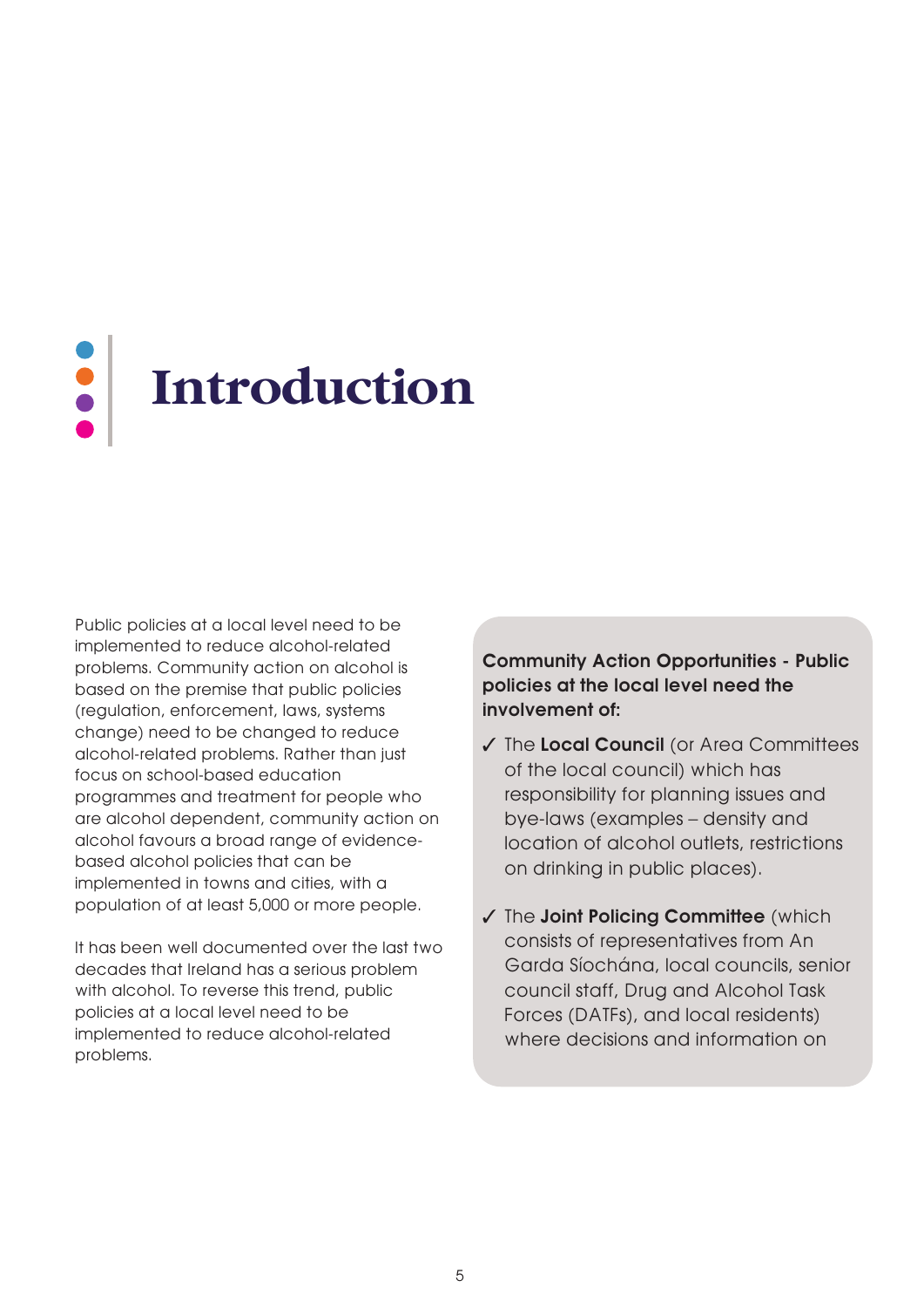# Introduction

Public policies at a local level need to be implemented to reduce alcohol-related problems. Community action on alcohol is based on the premise that public policies (regulation, enforcement, laws, systems change) need to be changed to reduce alcohol-related problems. Rather than just focus on school-based education programmes and treatment for people who are alcohol dependent, community action on alcohol favours a broad range of evidence-based alcohol policies that can be implemented in towns and cities, with a population of at least 5,000 or more people.

It has been well documented over the last two decades that Ireland has a serious problem with alcohol. To reverse this trend, public policies at a local level need to be implemented to reduce alcohol-related problems.

**Community Action Opportunities - Public policies at the local level need the involvement of:**

- ✓ The **Local Council** (or Area Committees of the local council) which has responsibility for planning issues and bye-laws (examples – density and location of alcohol outlets, restrictions on drinking in public places).
- ✓ The **Joint Policing Committee** (which consists of representatives from An Garda Síochána, local councils, senior council staff, Drug and Alcohol Task Forces (DATFs), and local residents) where decisions and information on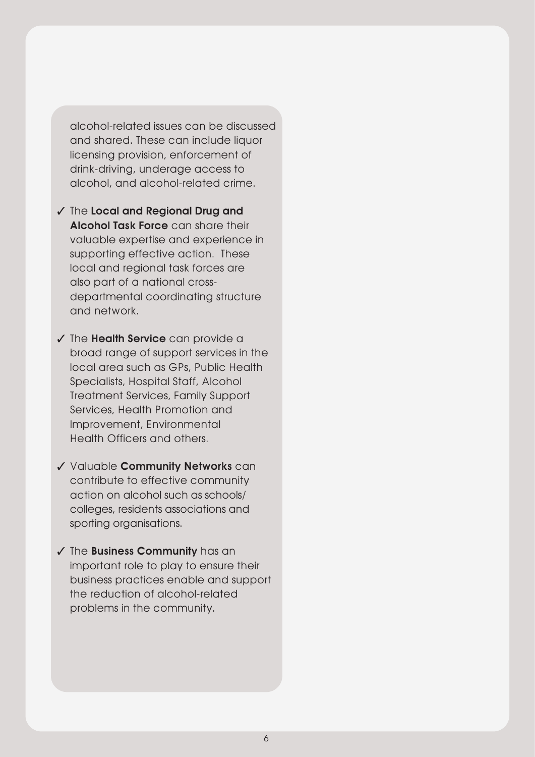alcohol-related issues can be discussed and shared. These can include liquor licensing provision, enforcement of drink-driving, underage access to alcohol, and alcohol-related crime.

- ✓ The **Local and Regional Drug and Alcohol Task Force** can share their valuable expertise and experience in supporting effective action. These local and regional task forces are also part of a national cross-departmental coordinating structure and network.

- ✓ The **Health Service** can provide a broad range of support services in the local area such as GPs, Public Health Specialists, Hospital Staff, Alcohol Treatment Services, Family Support Services, Health Promotion and Improvement, Environmental Health Officers and others.

- ✓ Valuable **Community Networks** can contribute to effective community action on alcohol such as schools/colleges, residents associations and sporting organisations.

- ✓ The **Business Community** has an important role to play to ensure their business practices enable and support the reduction of alcohol-related problems in the community.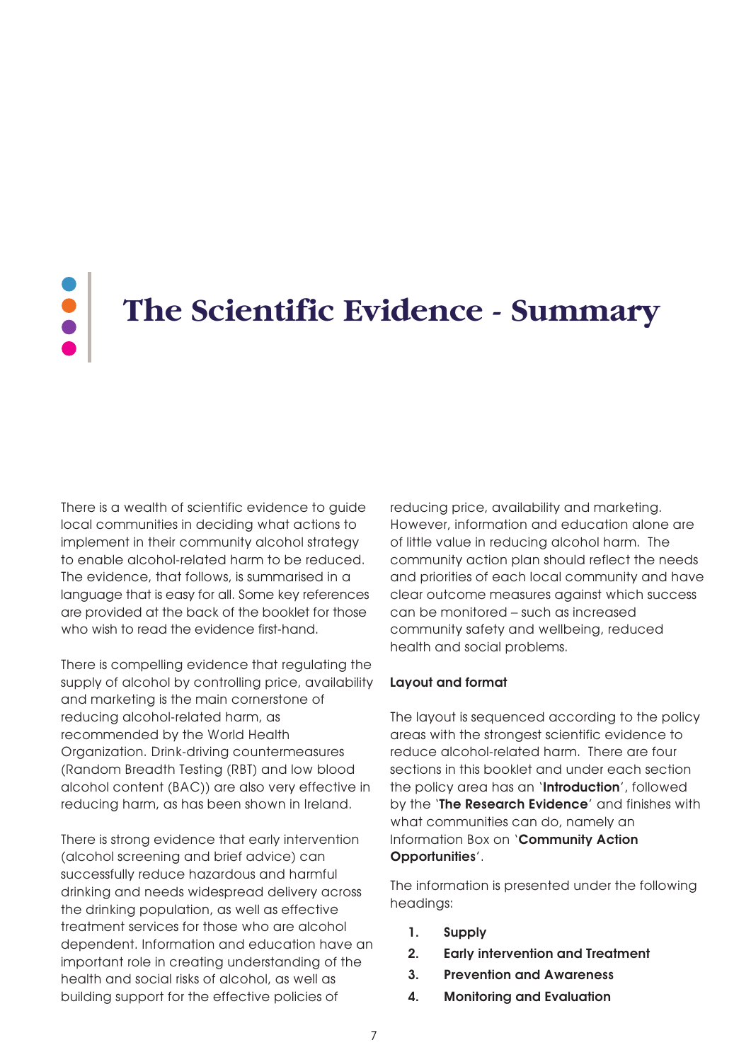# The Scientific Evidence - Summary

There is a wealth of scientific evidence to guide local communities in deciding what actions to implement in their community alcohol strategy to enable alcohol-related harm to be reduced. The evidence, that follows, is summarised in a language that is easy for all. Some key references are provided at the back of the booklet for those who wish to read the evidence first-hand.

There is compelling evidence that regulating the supply of alcohol by controlling price, availability and marketing is the main cornerstone of reducing alcohol-related harm, as recommended by the World Health Organization. Drink-driving countermeasures (Random Breadth Testing (RBT) and low blood alcohol content (BAC)) are also very effective in reducing harm, as has been shown in Ireland.

There is strong evidence that early intervention (alcohol screening and brief advice) can successfully reduce hazardous and harmful drinking and needs widespread delivery across the drinking population, as well as effective treatment services for those who are alcohol dependent. Information and education have an important role in creating understanding of the health and social risks of alcohol, as well as building support for the effective policies of reducing price, availability and marketing. However, information and education alone are of little value in reducing alcohol harm. The community action plan should reflect the needs and priorities of each local community and have clear outcome measures against which success can be monitored – such as increased community safety and wellbeing, reduced health and social problems.

**Layout and format**

The layout is sequenced according to the policy areas with the strongest scientific evidence to reduce alcohol-related harm. There are four sections in this booklet and under each section the policy area has an '**Introduction**', followed by the '**The Research Evidence**' and finishes with what communities can do, namely an Information Box on '**Community Action Opportunities**'.

The information is presented under the following headings:

1. **Supply**
2. **Early intervention and Treatment**
3. **Prevention and Awareness**
4. **Monitoring and Evaluation**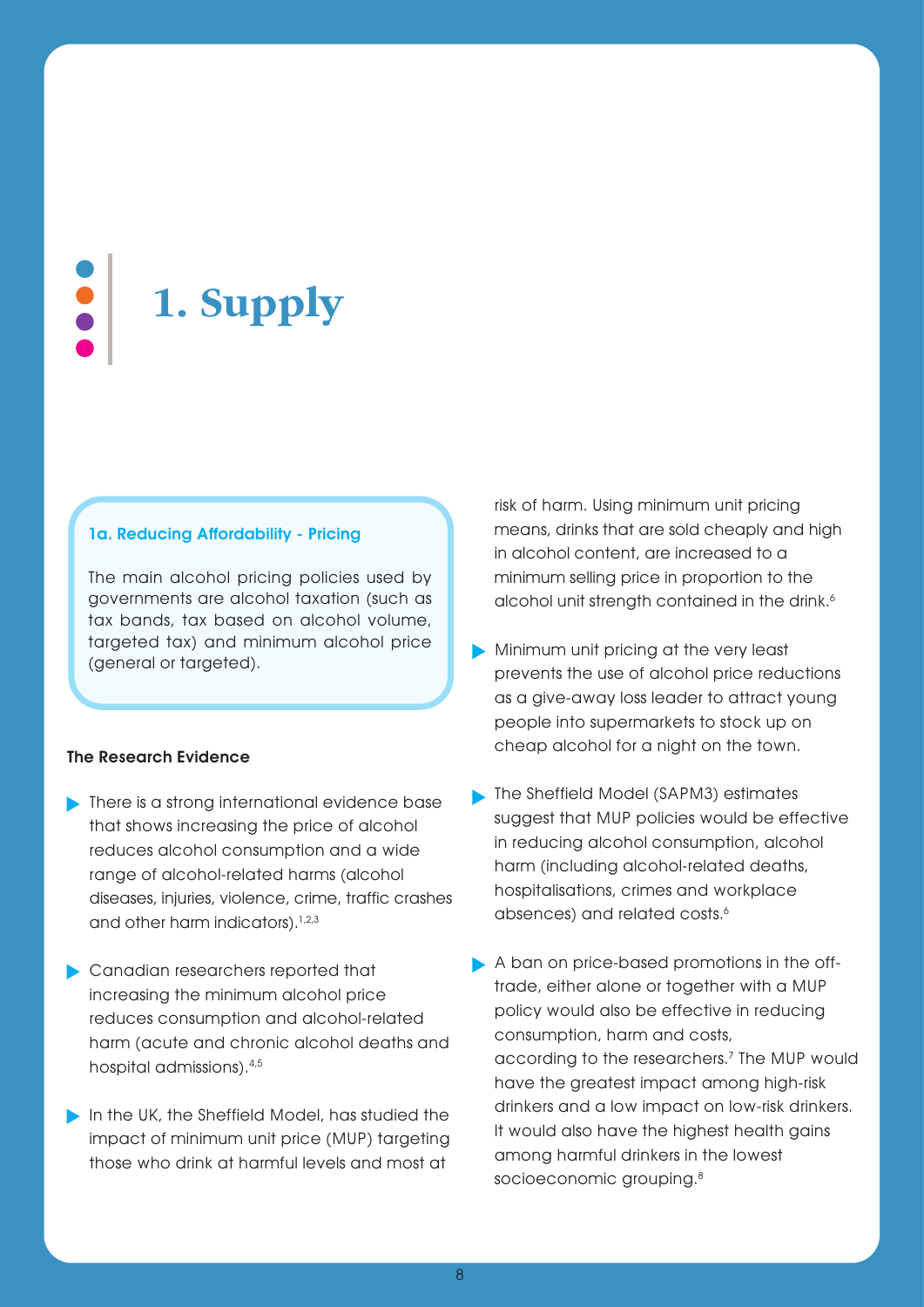# 1. Supply

### 1a. Reducing Affordability - Pricing

The main alcohol pricing policies used by governments are alcohol taxation (such as tax bands, tax based on alcohol volume, targeted tax) and minimum alcohol price (general or targeted).

**The Research Evidence**

- There is a strong international evidence base that shows increasing the price of alcohol reduces alcohol consumption and a wide range of alcohol-related harms (alcohol diseases, injuries, violence, crime, traffic crashes and other harm indicators).[1,2,3]
- Canadian researchers reported that increasing the minimum alcohol price reduces consumption and alcohol-related harm (acute and chronic alcohol deaths and hospital admissions).[4,5]
- In the UK, the Sheffield Model, has studied the impact of minimum unit price (MUP) targeting those who drink at harmful levels and most at risk of harm. Using minimum unit pricing means, drinks that are sold cheaply and high in alcohol content, are increased to a minimum selling price in proportion to the alcohol unit strength contained in the drink.[6]
- Minimum unit pricing at the very least prevents the use of alcohol price reductions as a give-away loss leader to attract young people into supermarkets to stock up on cheap alcohol for a night on the town.
- The Sheffield Model (SAPM3) estimates suggest that MUP policies would be effective in reducing alcohol consumption, alcohol harm (including alcohol-related deaths, hospitalisations, crimes and workplace absences) and related costs.[6]
- A ban on price-based promotions in the off-trade, either alone or together with a MUP policy would also be effective in reducing consumption, harm and costs, according to the researchers.[7] The MUP would have the greatest impact among high-risk drinkers and a low impact on low-risk drinkers. It would also have the highest health gains among harmful drinkers in the lowest socioeconomic grouping.[8]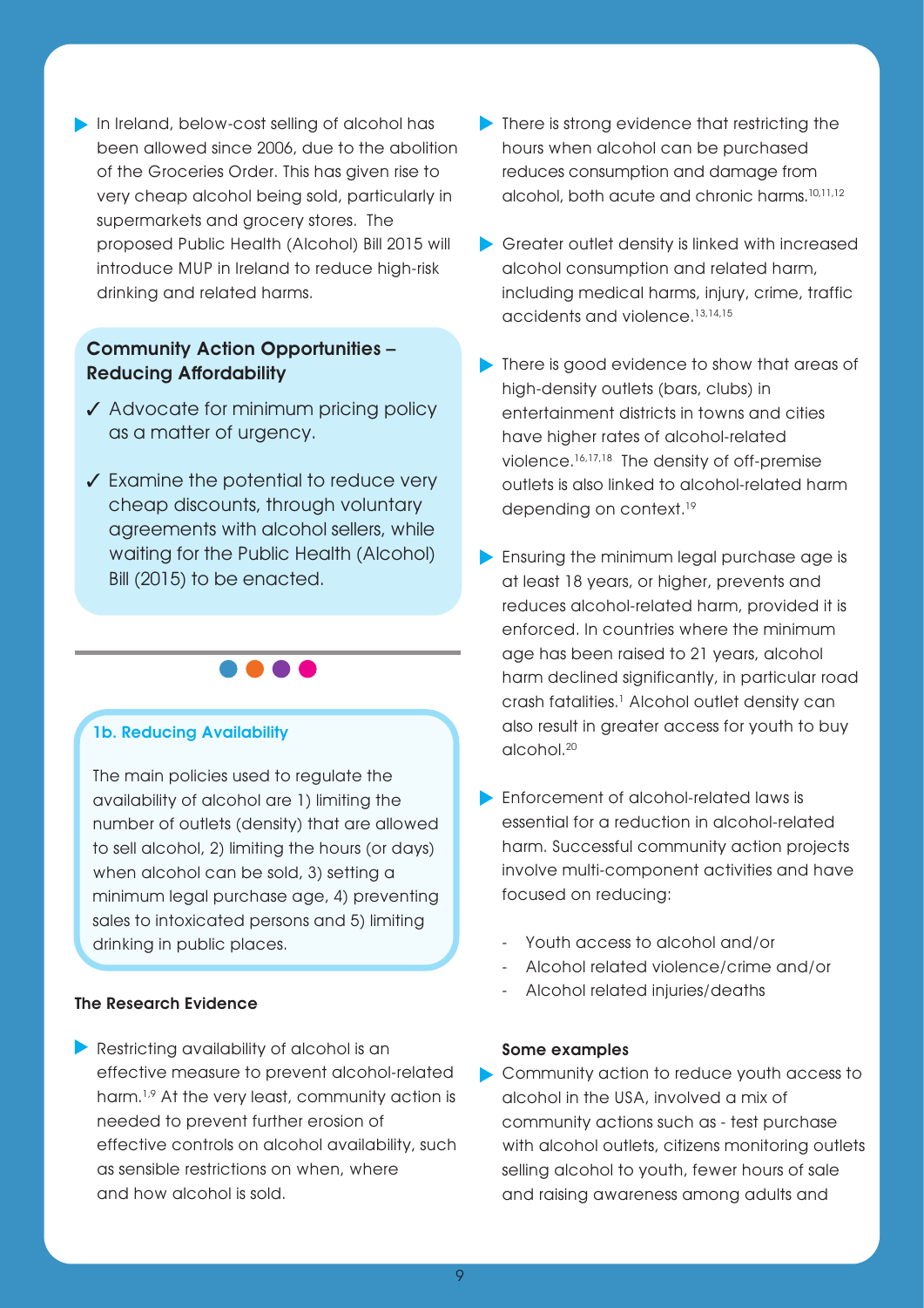- In Ireland, below-cost selling of alcohol has been allowed since 2006, due to the abolition of the Groceries Order. This has given rise to very cheap alcohol being sold, particularly in supermarkets and grocery stores. The proposed Public Health (Alcohol) Bill 2015 will introduce MUP in Ireland to reduce high-risk drinking and related harms.

**Community Action Opportunities – Reducing Affordability**

- ✓ Advocate for minimum pricing policy as a matter of urgency.
- ✓ Examine the potential to reduce very cheap discounts, through voluntary agreements with alcohol sellers, while waiting for the Public Health (Alcohol) Bill (2015) to be enacted.

## 1b. Reducing Availability

The main policies used to regulate the availability of alcohol are 1) limiting the number of outlets (density) that are allowed to sell alcohol, 2) limiting the hours (or days) when alcohol can be sold, 3) setting a minimum legal purchase age, 4) preventing sales to intoxicated persons and 5) limiting drinking in public places.

### The Research Evidence

- Restricting availability of alcohol is an effective measure to prevent alcohol-related harm.[1,9] At the very least, community action is needed to prevent further erosion of effective controls on alcohol availability, such as sensible restrictions on when, where and how alcohol is sold.
- There is strong evidence that restricting the hours when alcohol can be purchased reduces consumption and damage from alcohol, both acute and chronic harms.[10,11,12]
- Greater outlet density is linked with increased alcohol consumption and related harm, including medical harms, injury, crime, traffic accidents and violence.[13,14,15]
- There is good evidence to show that areas of high-density outlets (bars, clubs) in entertainment districts in towns and cities have higher rates of alcohol-related violence.[16,17,18] The density of off-premise outlets is also linked to alcohol-related harm depending on context.[19]
- Ensuring the minimum legal purchase age is at least 18 years, or higher, prevents and reduces alcohol-related harm, provided it is enforced. In countries where the minimum age has been raised to 21 years, alcohol harm declined significantly, in particular road crash fatalities.[1] Alcohol outlet density can also result in greater access for youth to buy alcohol.[20]
- Enforcement of alcohol-related laws is essential for a reduction in alcohol-related harm. Successful community action projects involve multi-component activities and have focused on reducing:
  - Youth access to alcohol and/or
  - Alcohol related violence/crime and/or
  - Alcohol related injuries/deaths

**Some examples**

- Community action to reduce youth access to alcohol in the USA, involved a mix of community actions such as - test purchase with alcohol outlets, citizens monitoring outlets selling alcohol to youth, fewer hours of sale and raising awareness among adults and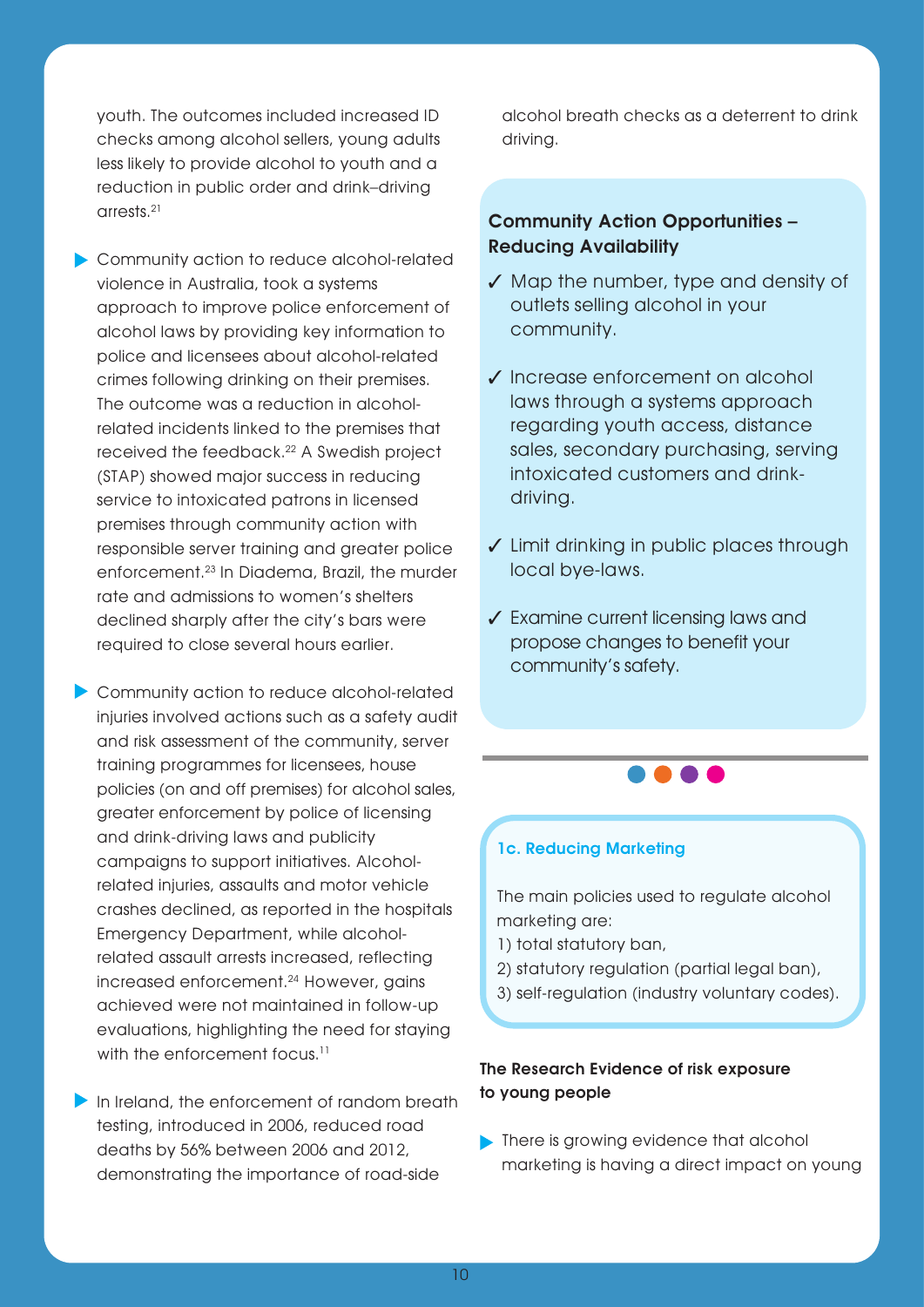youth. The outcomes included increased ID checks among alcohol sellers, young adults less likely to provide alcohol to youth and a reduction in public order and drink–driving arrests.[21]

- Community action to reduce alcohol-related violence in Australia, took a systems approach to improve police enforcement of alcohol laws by providing key information to police and licensees about alcohol-related crimes following drinking on their premises. The outcome was a reduction in alcohol-related incidents linked to the premises that received the feedback.[22] A Swedish project (STAP) showed major success in reducing service to intoxicated patrons in licensed premises through community action with responsible server training and greater police enforcement.[23] In Diadema, Brazil, the murder rate and admissions to women's shelters declined sharply after the city's bars were required to close several hours earlier.

- Community action to reduce alcohol-related injuries involved actions such as a safety audit and risk assessment of the community, server training programmes for licensees, house policies (on and off premises) for alcohol sales, greater enforcement by police of licensing and drink-driving laws and publicity campaigns to support initiatives. Alcohol-related injuries, assaults and motor vehicle crashes declined, as reported in the hospitals Emergency Department, while alcohol-related assault arrests increased, reflecting increased enforcement.[24] However, gains achieved were not maintained in follow-up evaluations, highlighting the need for staying with the enforcement focus.[11]

- In Ireland, the enforcement of random breath testing, introduced in 2006, reduced road deaths by 56% between 2006 and 2012, demonstrating the importance of road-side alcohol breath checks as a deterrent to drink driving.

**Community Action Opportunities – Reducing Availability**

- ✓ Map the number, type and density of outlets selling alcohol in your community.
- ✓ Increase enforcement on alcohol laws through a systems approach regarding youth access, distance sales, secondary purchasing, serving intoxicated customers and drink-driving.
- ✓ Limit drinking in public places through local bye-laws.
- ✓ Examine current licensing laws and propose changes to benefit your community's safety.

### 1c. Reducing Marketing

The main policies used to regulate alcohol marketing are:
1) total statutory ban,
2) statutory regulation (partial legal ban),
3) self-regulation (industry voluntary codes).

**The Research Evidence of risk exposure to young people**

- There is growing evidence that alcohol marketing is having a direct impact on young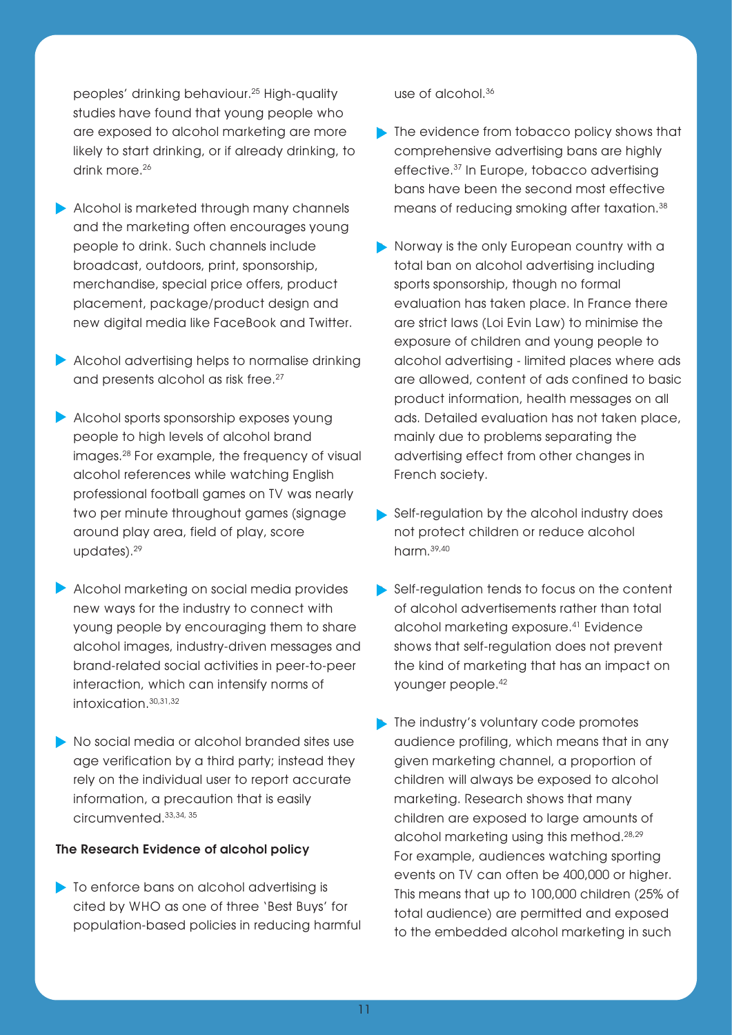peoples' drinking behaviour.[25] High-quality studies have found that young people who are exposed to alcohol marketing are more likely to start drinking, or if already drinking, to drink more.[26]

- Alcohol is marketed through many channels and the marketing often encourages young people to drink. Such channels include broadcast, outdoors, print, sponsorship, merchandise, special price offers, product placement, package/product design and new digital media like FaceBook and Twitter.

- Alcohol advertising helps to normalise drinking and presents alcohol as risk free.[27]

- Alcohol sports sponsorship exposes young people to high levels of alcohol brand images.[28] For example, the frequency of visual alcohol references while watching English professional football games on TV was nearly two per minute throughout games (signage around play area, field of play, score updates).[29]

- Alcohol marketing on social media provides new ways for the industry to connect with young people by encouraging them to share alcohol images, industry-driven messages and brand-related social activities in peer-to-peer interaction, which can intensify norms of intoxication.[30,31,32]

- No social media or alcohol branded sites use age verification by a third party; instead they rely on the individual user to report accurate information, a precaution that is easily circumvented.[33,34, 35]

**The Research Evidence of alcohol policy**

- To enforce bans on alcohol advertising is cited by WHO as one of three 'Best Buys' for population-based policies in reducing harmful use of alcohol.[36]

- The evidence from tobacco policy shows that comprehensive advertising bans are highly effective.[37] In Europe, tobacco advertising bans have been the second most effective means of reducing smoking after taxation.[38]

- Norway is the only European country with a total ban on alcohol advertising including sports sponsorship, though no formal evaluation has taken place. In France there are strict laws (Loi Evin Law) to minimise the exposure of children and young people to alcohol advertising - limited places where ads are allowed, content of ads confined to basic product information, health messages on all ads. Detailed evaluation has not taken place, mainly due to problems separating the advertising effect from other changes in French society.

- Self-regulation by the alcohol industry does not protect children or reduce alcohol harm.[39,40]

- Self-regulation tends to focus on the content of alcohol advertisements rather than total alcohol marketing exposure.[41] Evidence shows that self-regulation does not prevent the kind of marketing that has an impact on younger people.[42]

- The industry's voluntary code promotes audience profiling, which means that in any given marketing channel, a proportion of children will always be exposed to alcohol marketing. Research shows that many children are exposed to large amounts of alcohol marketing using this method.[28,29] For example, audiences watching sporting events on TV can often be 400,000 or higher. This means that up to 100,000 children (25% of total audience) are permitted and exposed to the embedded alcohol marketing in such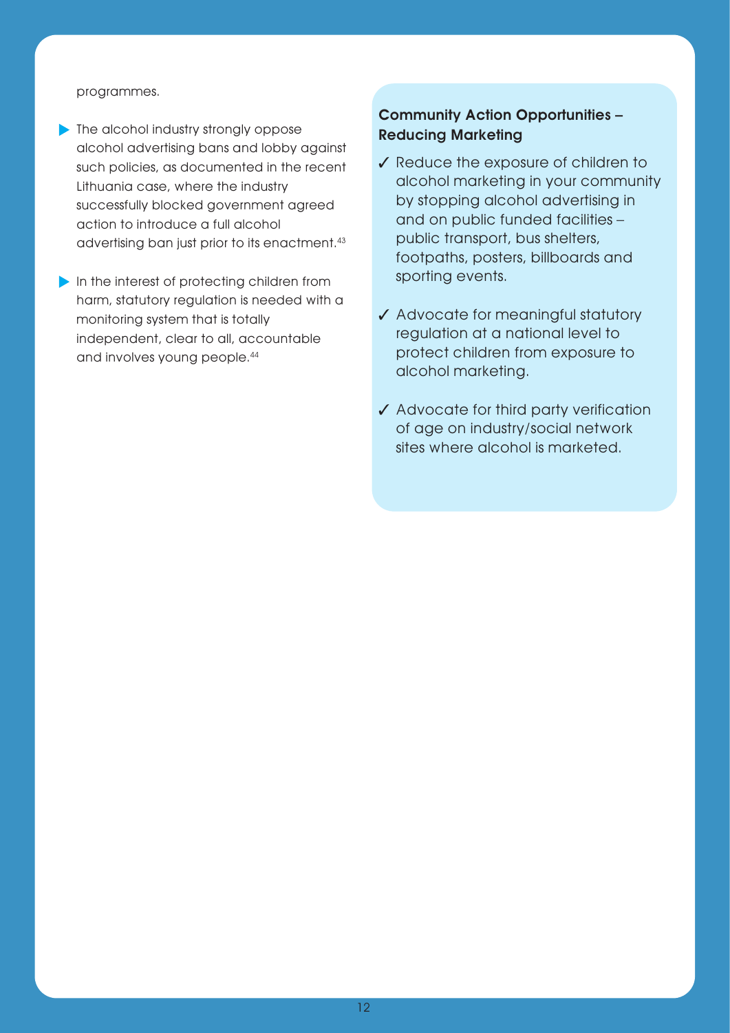programmes.

- The alcohol industry strongly oppose alcohol advertising bans and lobby against such policies, as documented in the recent Lithuania case, where the industry successfully blocked government agreed action to introduce a full alcohol advertising ban just prior to its enactment.[43]

- In the interest of protecting children from harm, statutory regulation is needed with a monitoring system that is totally independent, clear to all, accountable and involves young people.[44]

### Community Action Opportunities – Reducing Marketing

✓ Reduce the exposure of children to alcohol marketing in your community by stopping alcohol advertising in and on public funded facilities – public transport, bus shelters, footpaths, posters, billboards and sporting events.

✓ Advocate for meaningful statutory regulation at a national level to protect children from exposure to alcohol marketing.

✓ Advocate for third party verification of age on industry/social network sites where alcohol is marketed.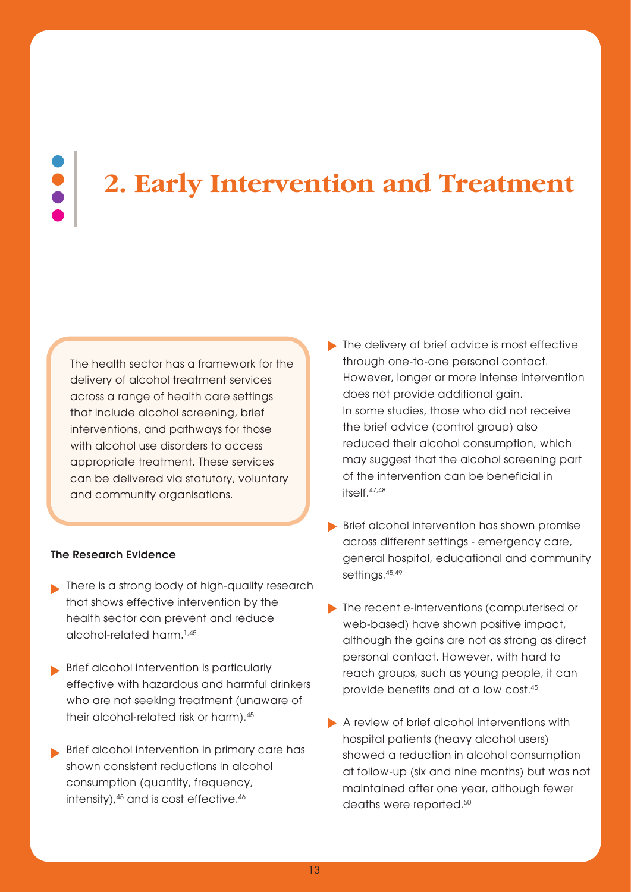# 2. Early Intervention and Treatment

The health sector has a framework for the delivery of alcohol treatment services across a range of health care settings that include alcohol screening, brief interventions, and pathways for those with alcohol use disorders to access appropriate treatment. These services can be delivered via statutory, voluntary and community organisations.

**The Research Evidence**

- There is a strong body of high-quality research that shows effective intervention by the health sector can prevent and reduce alcohol-related harm.[1,45]
- Brief alcohol intervention is particularly effective with hazardous and harmful drinkers who are not seeking treatment (unaware of their alcohol-related risk or harm).[45]
- Brief alcohol intervention in primary care has shown consistent reductions in alcohol consumption (quantity, frequency, intensity),[45] and is cost effective.[46]
- The delivery of brief advice is most effective through one-to-one personal contact. However, longer or more intense intervention does not provide additional gain. In some studies, those who did not receive the brief advice (control group) also reduced their alcohol consumption, which may suggest that the alcohol screening part of the intervention can be beneficial in itself.[47,48]
- Brief alcohol intervention has shown promise across different settings - emergency care, general hospital, educational and community settings.[45,49]
- The recent e-interventions (computerised or web-based) have shown positive impact, although the gains are not as strong as direct personal contact. However, with hard to reach groups, such as young people, it can provide benefits and at a low cost.[45]
- A review of brief alcohol interventions with hospital patients (heavy alcohol users) showed a reduction in alcohol consumption at follow-up (six and nine months) but was not maintained after one year, although fewer deaths were reported.[50]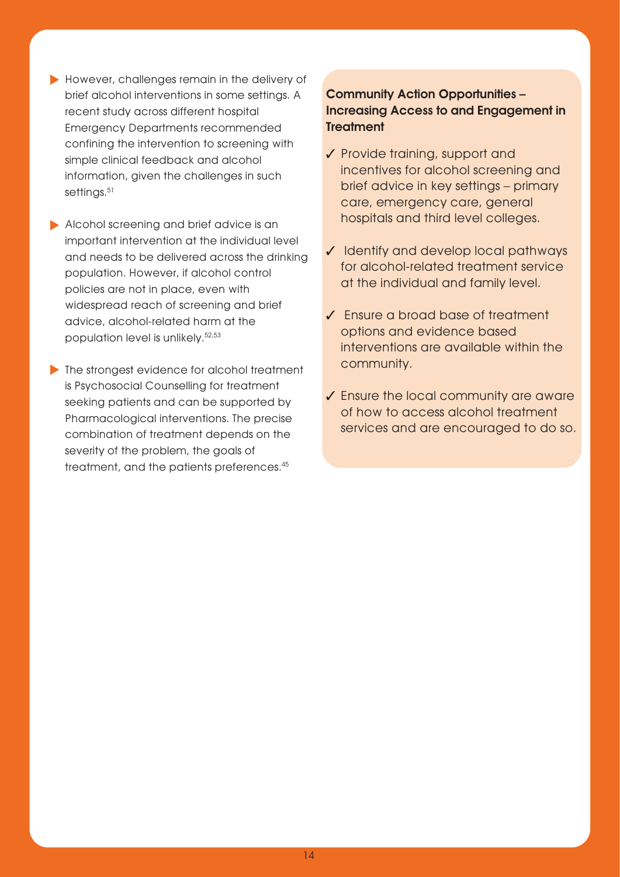- However, challenges remain in the delivery of brief alcohol interventions in some settings. A recent study across different hospital Emergency Departments recommended confining the intervention to screening with simple clinical feedback and alcohol information, given the challenges in such settings.[51]

- Alcohol screening and brief advice is an important intervention at the individual level and needs to be delivered across the drinking population. However, if alcohol control policies are not in place, even with widespread reach of screening and brief advice, alcohol-related harm at the population level is unlikely.[52,53]

- The strongest evidence for alcohol treatment is Psychosocial Counselling for treatment seeking patients and can be supported by Pharmacological interventions. The precise combination of treatment depends on the severity of the problem, the goals of treatment, and the patients preferences.[45]

### Community Action Opportunities – Increasing Access to and Engagement in Treatment

- ✓ Provide training, support and incentives for alcohol screening and brief advice in key settings – primary care, emergency care, general hospitals and third level colleges.
- ✓ Identify and develop local pathways for alcohol-related treatment service at the individual and family level.
- ✓ Ensure a broad base of treatment options and evidence based interventions are available within the community.
- ✓ Ensure the local community are aware of how to access alcohol treatment services and are encouraged to do so.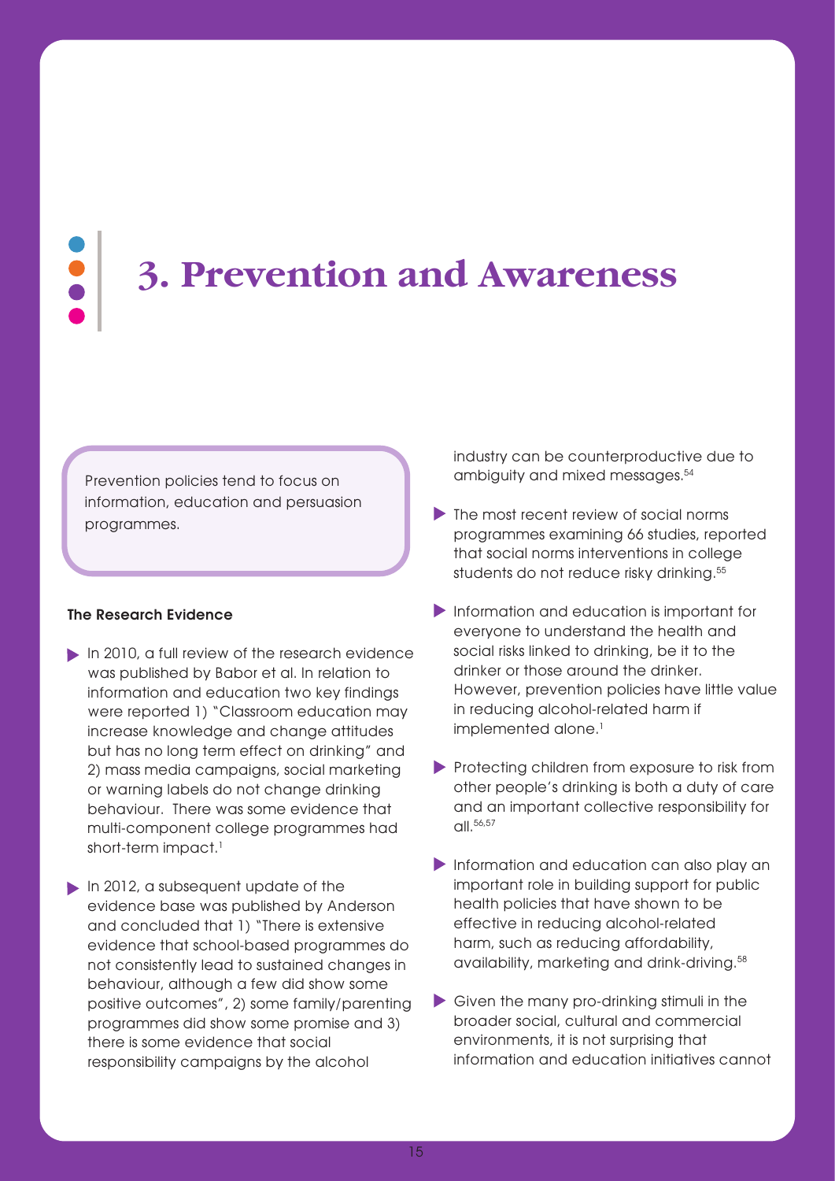# 3. Prevention and Awareness

Prevention policies tend to focus on information, education and persuasion programmes.

### The Research Evidence

- In 2010, a full review of the research evidence was published by Babor et al. In relation to information and education two key findings were reported 1) "Classroom education may increase knowledge and change attitudes but has no long term effect on drinking" and 2) mass media campaigns, social marketing or warning labels do not change drinking behaviour. There was some evidence that multi-component college programmes had short-term impact.[1]

- In 2012, a subsequent update of the evidence base was published by Anderson and concluded that 1) "There is extensive evidence that school-based programmes do not consistently lead to sustained changes in behaviour, although a few did show some positive outcomes", 2) some family/parenting programmes did show some promise and 3) there is some evidence that social responsibility campaigns by the alcohol industry can be counterproductive due to ambiguity and mixed messages.[54]

- The most recent review of social norms programmes examining 66 studies, reported that social norms interventions in college students do not reduce risky drinking.[55]

- Information and education is important for everyone to understand the health and social risks linked to drinking, be it to the drinker or those around the drinker. However, prevention policies have little value in reducing alcohol-related harm if implemented alone.[1]

- Protecting children from exposure to risk from other people's drinking is both a duty of care and an important collective responsibility for all.[56,57]

- Information and education can also play an important role in building support for public health policies that have shown to be effective in reducing alcohol-related harm, such as reducing affordability, availability, marketing and drink-driving.[58]

- Given the many pro-drinking stimuli in the broader social, cultural and commercial environments, it is not surprising that information and education initiatives cannot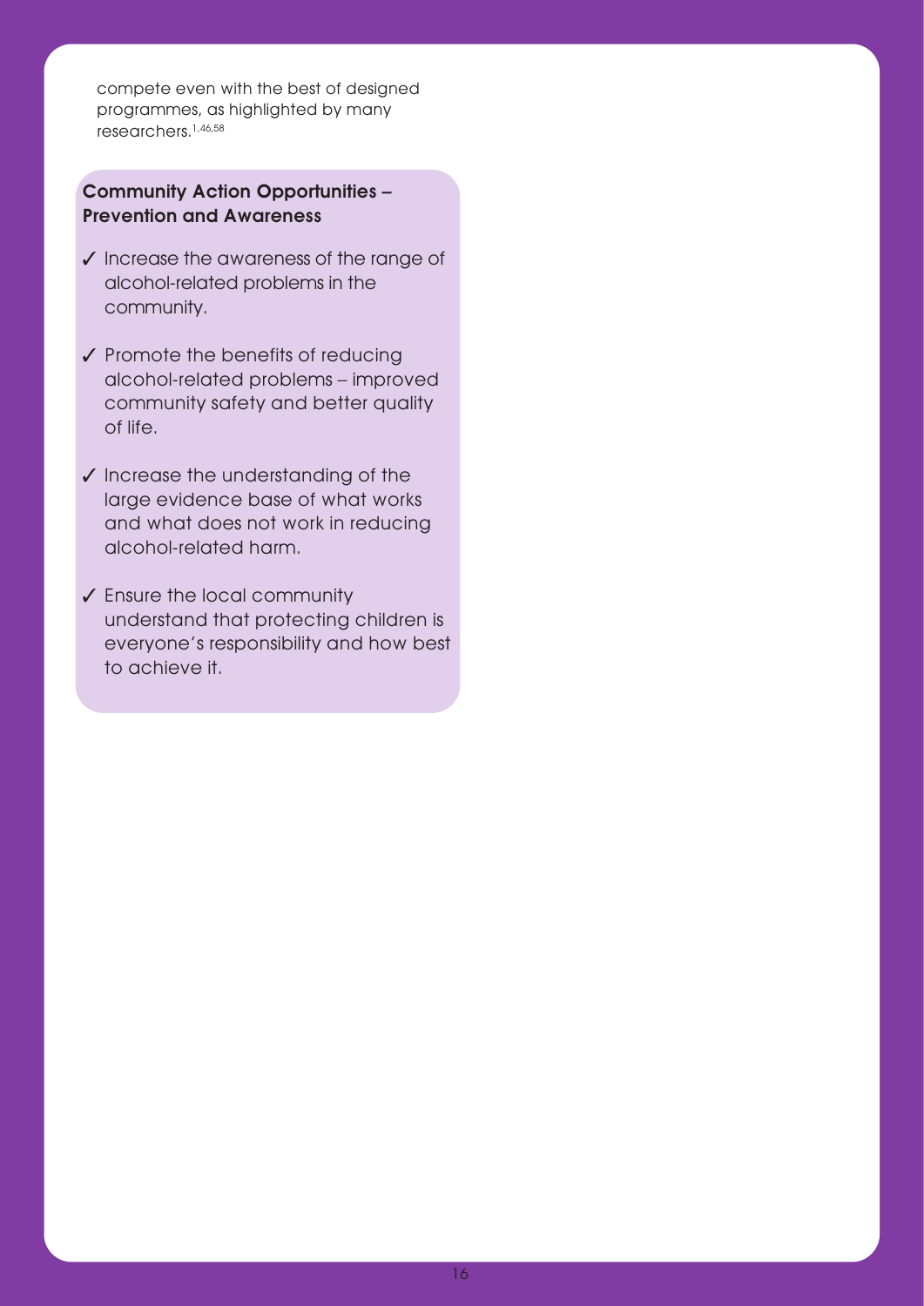compete even with the best of designed programmes, as highlighted by many researchers.[1,46,58]

### Community Action Opportunities – Prevention and Awareness

- ✓ Increase the awareness of the range of alcohol-related problems in the community.
- ✓ Promote the benefits of reducing alcohol-related problems – improved community safety and better quality of life.
- ✓ Increase the understanding of the large evidence base of what works and what does not work in reducing alcohol-related harm.
- ✓ Ensure the local community understand that protecting children is everyone's responsibility and how best to achieve it.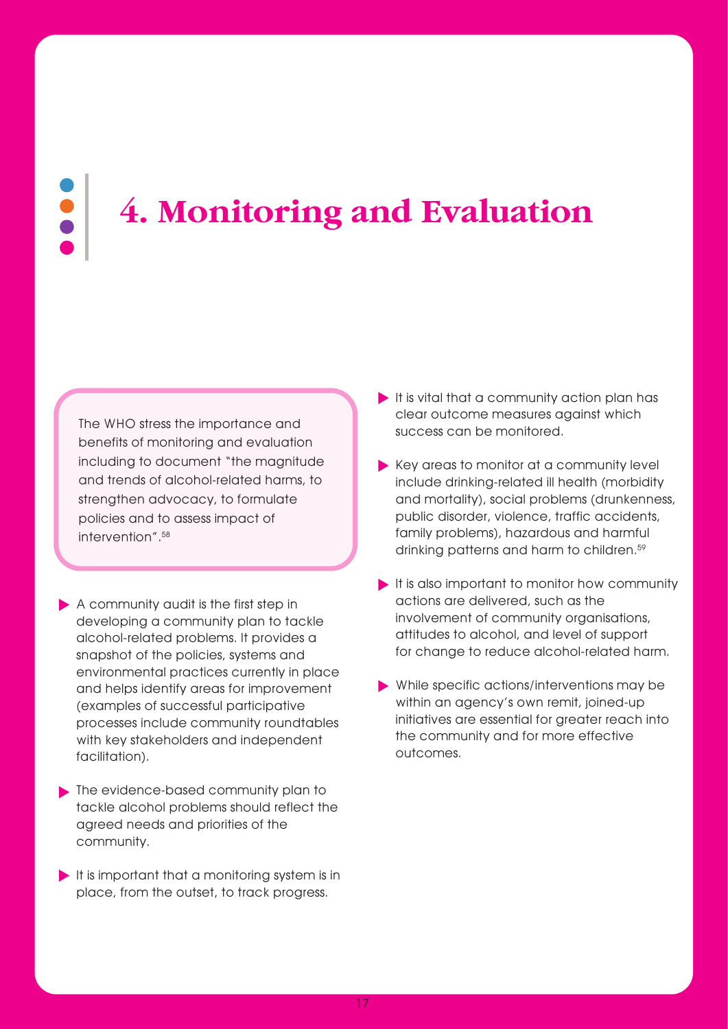# 4. Monitoring and Evaluation

> The WHO stress the importance and benefits of monitoring and evaluation including to document "the magnitude and trends of alcohol-related harms, to strengthen advocacy, to formulate policies and to assess impact of intervention".[58]

- A community audit is the first step in developing a community plan to tackle alcohol-related problems. It provides a snapshot of the policies, systems and environmental practices currently in place and helps identify areas for improvement (examples of successful participative processes include community roundtables with key stakeholders and independent facilitation).
- The evidence-based community plan to tackle alcohol problems should reflect the agreed needs and priorities of the community.
- It is important that a monitoring system is in place, from the outset, to track progress.
- It is vital that a community action plan has clear outcome measures against which success can be monitored.
- Key areas to monitor at a community level include drinking-related ill health (morbidity and mortality), social problems (drunkenness, public disorder, violence, traffic accidents, family problems), hazardous and harmful drinking patterns and harm to children.[59]
- It is also important to monitor how community actions are delivered, such as the involvement of community organisations, attitudes to alcohol, and level of support for change to reduce alcohol-related harm.
- While specific actions/interventions may be within an agency's own remit, joined-up initiatives are essential for greater reach into the community and for more effective outcomes.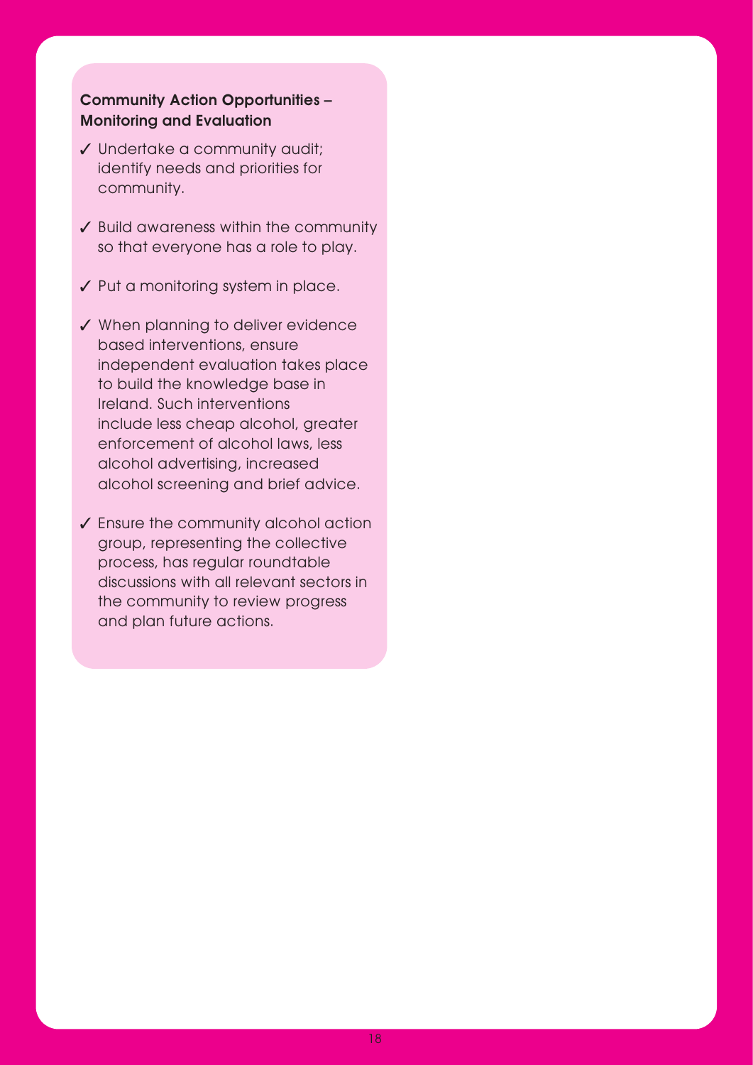### Community Action Opportunities – Monitoring and Evaluation

- ✓ Undertake a community audit; identify needs and priorities for community.
- ✓ Build awareness within the community so that everyone has a role to play.
- ✓ Put a monitoring system in place.
- ✓ When planning to deliver evidence based interventions, ensure independent evaluation takes place to build the knowledge base in Ireland. Such interventions include less cheap alcohol, greater enforcement of alcohol laws, less alcohol advertising, increased alcohol screening and brief advice.
- ✓ Ensure the community alcohol action group, representing the collective process, has regular roundtable discussions with all relevant sectors in the community to review progress and plan future actions.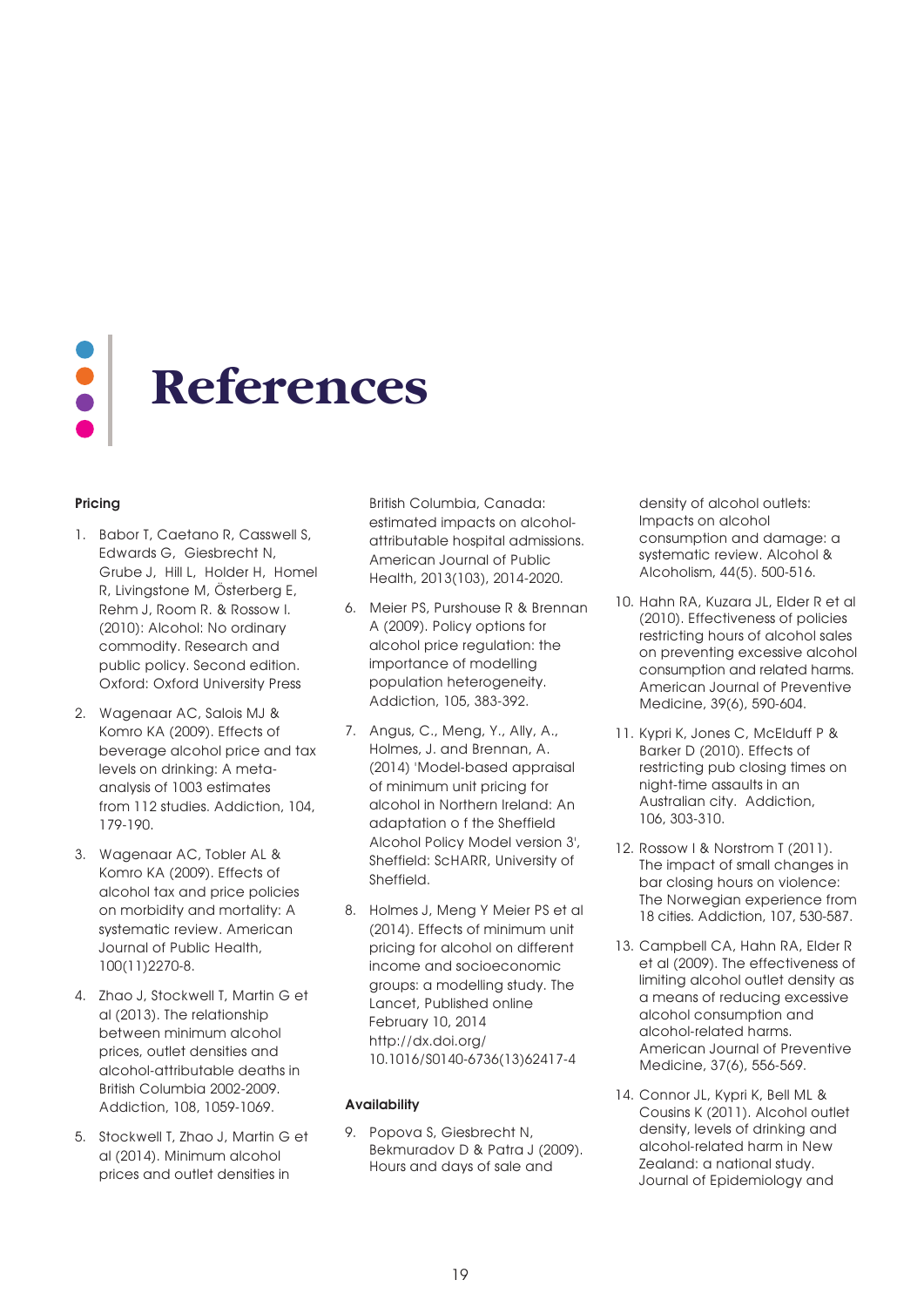# References

**Pricing**

1. Babor T, Caetano R, Casswell S, Edwards G, Giesbrecht N, Grube J, Hill L, Holder H, Homel R, Livingstone M, Österberg E, Rehm J, Room R. & Rossow I. (2010): Alcohol: No ordinary commodity. Research and public policy. Second edition. Oxford: Oxford University Press

2. Wagenaar AC, Salois MJ & Komro KA (2009). Effects of beverage alcohol price and tax levels on drinking: A meta-analysis of 1003 estimates from 112 studies. Addiction, 104, 179-190.

3. Wagenaar AC, Tobler AL & Komro KA (2009). Effects of alcohol tax and price policies on morbidity and mortality: A systematic review. American Journal of Public Health, 100(11)2270-8.

4. Zhao J, Stockwell T, Martin G et al (2013). The relationship between minimum alcohol prices, outlet densities and alcohol-attributable deaths in British Columbia 2002-2009. Addiction, 108, 1059-1069.

5. Stockwell T, Zhao J, Martin G et al (2014). Minimum alcohol prices and outlet densities in British Columbia, Canada: estimated impacts on alcohol-attributable hospital admissions. American Journal of Public Health, 2013(103), 2014-2020.

6. Meier PS, Purshouse R & Brennan A (2009). Policy options for alcohol price regulation: the importance of modelling population heterogeneity. Addiction, 105, 383-392.

7. Angus, C., Meng, Y., Ally, A., Holmes, J. and Brennan, A. (2014) 'Model-based appraisal of minimum unit pricing for alcohol in Northern Ireland: An adaptation o f the Sheffield Alcohol Policy Model version 3', Sheffield: ScHARR, University of Sheffield.

8. Holmes J, Meng Y Meier PS et al (2014). Effects of minimum unit pricing for alcohol on different income and socioeconomic groups: a modelling study. The Lancet, Published online February 10, 2014 http://dx.doi.org/10.1016/S0140-6736(13)62417-4

**Availability**

9. Popova S, Giesbrecht N, Bekmuradov D & Patra J (2009). Hours and days of sale and density of alcohol outlets: Impacts on alcohol consumption and damage: a systematic review. Alcohol & Alcoholism, 44(5). 500-516.

10. Hahn RA, Kuzara JL, Elder R et al (2010). Effectiveness of policies restricting hours of alcohol sales on preventing excessive alcohol consumption and related harms. American Journal of Preventive Medicine, 39(6), 590-604.

11. Kypri K, Jones C, McElduff P & Barker D (2010). Effects of restricting pub closing times on night-time assaults in an Australian city. Addiction, 106, 303-310.

12. Rossow I & Norstrom T (2011). The impact of small changes in bar closing hours on violence: The Norwegian experience from 18 cities. Addiction, 107, 530-587.

13. Campbell CA, Hahn RA, Elder R et al (2009). The effectiveness of limiting alcohol outlet density as a means of reducing excessive alcohol consumption and alcohol-related harms. American Journal of Preventive Medicine, 37(6), 556-569.

14. Connor JL, Kypri K, Bell ML & Cousins K (2011). Alcohol outlet density, levels of drinking and alcohol-related harm in New Zealand: a national study. Journal of Epidemiology and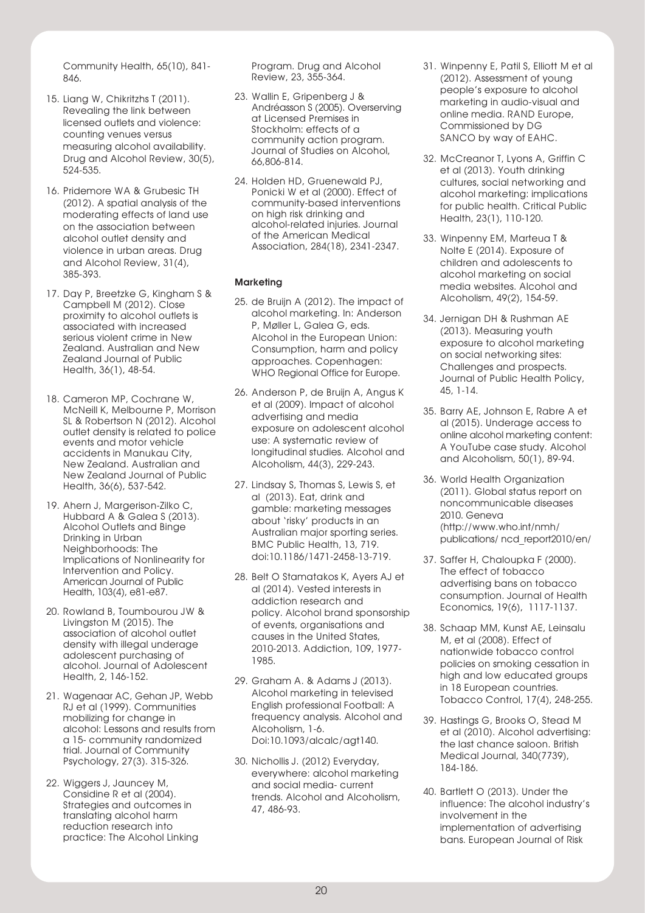Community Health, 65(10), 841-846.

15. Liang W, Chikritzhs T (2011). Revealing the link between licensed outlets and violence: counting venues versus measuring alcohol availability. Drug and Alcohol Review, 30(5), 524-535.

16. Pridemore WA & Grubesic TH (2012). A spatial analysis of the moderating effects of land use on the association between alcohol outlet density and violence in urban areas. Drug and Alcohol Review, 31(4), 385-393.

17. Day P, Breetzke G, Kingham S & Campbell M (2012). Close proximity to alcohol outlets is associated with increased serious violent crime in New Zealand. Australian and New Zealand Journal of Public Health, 36(1), 48-54.

18. Cameron MP, Cochrane W, McNeill K, Melbourne P, Morrison SL & Robertson N (2012). Alcohol outlet density is related to police events and motor vehicle accidents in Manukau City, New Zealand. Australian and New Zealand Journal of Public Health, 36(6), 537-542.

19. Ahern J, Margerison-Zilko C, Hubbard A & Galea S (2013). Alcohol Outlets and Binge Drinking in Urban Neighborhoods: The Implications of Nonlinearity for Intervention and Policy. American Journal of Public Health, 103(4), e81-e87.

20. Rowland B, Toumbourou JW & Livingston M (2015). The association of alcohol outlet density with illegal underage adolescent purchasing of alcohol. Journal of Adolescent Health, 2, 146-152.

21. Wagenaar AC, Gehan JP, Webb RJ et al (1999). Communities mobilizing for change in alcohol: Lessons and results from a 15- community randomized trial. Journal of Community Psychology, 27(3). 315-326.

22. Wiggers J, Jauncey M, Considine R et al (2004). Strategies and outcomes in translating alcohol harm reduction research into practice: The Alcohol Linking Program. Drug and Alcohol Review, 23, 355-364.

23. Wallin E, Gripenberg J & Andréasson S (2005). Overserving at Licensed Premises in Stockholm: effects of a community action program. Journal of Studies on Alcohol, 66,806-814.

24. Holden HD, Gruenewald PJ, Ponicki W et al (2000). Effect of community-based interventions on high risk drinking and alcohol-related injuries. Journal of the American Medical Association, 284(18), 2341-2347.

**Marketing**

25. de Bruijn A (2012). The impact of alcohol marketing. In: Anderson P, Møller L, Galea G, eds. Alcohol in the European Union: Consumption, harm and policy approaches. Copenhagen: WHO Regional Office for Europe.

26. Anderson P, de Bruijn A, Angus K et al (2009). Impact of alcohol advertising and media exposure on adolescent alcohol use: A systematic review of longitudinal studies. Alcohol and Alcoholism, 44(3), 229-243.

27. Lindsay S, Thomas S, Lewis S, et al (2013). Eat, drink and gamble: marketing messages about 'risky' products in an Australian major sporting series. BMC Public Health, 13, 719. doi:10.1186/1471-2458-13-719.

28. Belt O Stamatakos K, Ayers AJ et al (2014). Vested interests in addiction research and policy. Alcohol brand sponsorship of events, organisations and causes in the United States, 2010-2013. Addiction, 109, 1977-1985.

29. Graham A. & Adams J (2013). Alcohol marketing in televised English professional Football: A frequency analysis. Alcohol and Alcoholism, 1-6. Doi:10.1093/alcalc/agt140.

30. Nicholls J. (2012) Everyday, everywhere: alcohol marketing and social media- current trends. Alcohol and Alcoholism, 47, 486-93.

31. Winpenny E, Patil S, Elliott M et al (2012). Assessment of young people's exposure to alcohol marketing in audio-visual and online media. RAND Europe, Commissioned by DG SANCO by way of EAHC.

32. McCreanor T, Lyons A, Griffin C et al (2013). Youth drinking cultures, social networking and alcohol marketing: implications for public health. Critical Public Health, 23(1), 110-120.

33. Winpenny EM, Marteua T & Nolte E (2014). Exposure of children and adolescents to alcohol marketing on social media websites. Alcohol and Alcoholism, 49(2), 154-59.

34. Jernigan DH & Rushman AE (2013). Measuring youth exposure to alcohol marketing on social networking sites: Challenges and prospects. Journal of Public Health Policy, 45, 1-14.

35. Barry AE, Johnson E, Rabre A et al (2015). Underage access to online alcohol marketing content: A YouTube case study. Alcohol and Alcoholism, 50(1), 89-94.

36. World Health Organization (2011). Global status report on noncommunicable diseases 2010. Geneva (http://www.who.int/nmh/publications/ ncd_report2010/en/

37. Saffer H, Chaloupka F (2000). The effect of tobacco advertising bans on tobacco consumption. Journal of Health Economics, 19(6), 1117-1137.

38. Schaap MM, Kunst AE, Leinsalu M, et al (2008). Effect of nationwide tobacco control policies on smoking cessation in high and low educated groups in 18 European countries. Tobacco Control, 17(4), 248-255.

39. Hastings G, Brooks O, Stead M et al (2010). Alcohol advertising: the last chance saloon. British Medical Journal, 340(7739), 184-186.

40. Bartlett O (2013). Under the influence: The alcohol industry's involvement in the implementation of advertising bans. European Journal of Risk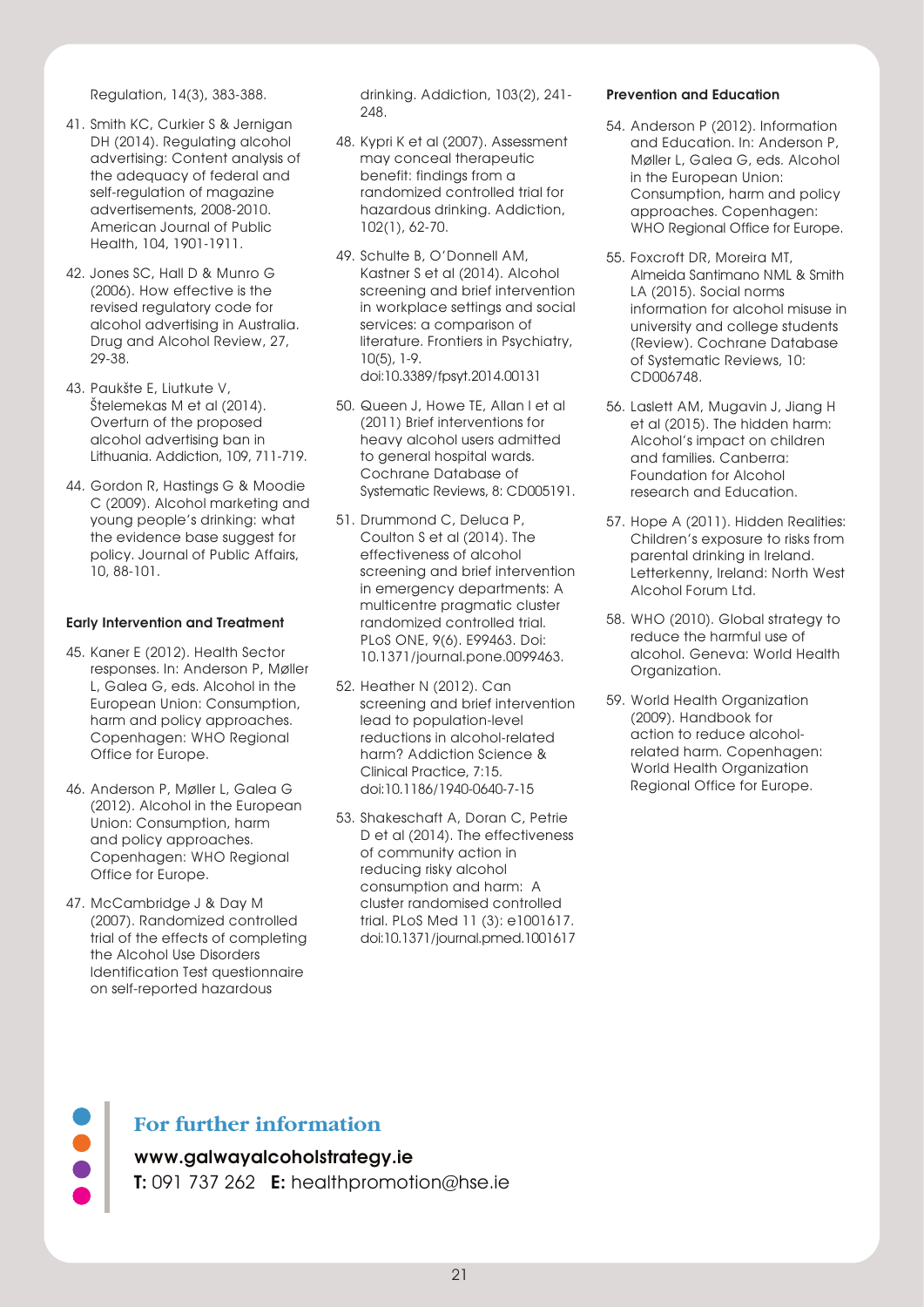Regulation, 14(3), 383-388.

41. Smith KC, Curkier S & Jernigan DH (2014). Regulating alcohol advertising: Content analysis of the adequacy of federal and self-regulation of magazine advertisements, 2008-2010. American Journal of Public Health, 104, 1901-1911.

42. Jones SC, Hall D & Munro G (2006). How effective is the revised regulatory code for alcohol advertising in Australia. Drug and Alcohol Review, 27, 29-38.

43. Paukšte E, Liutkute V, Štelemekas M et al (2014). Overturn of the proposed alcohol advertising ban in Lithuania. Addiction, 109, 711-719.

44. Gordon R, Hastings G & Moodie C (2009). Alcohol marketing and young people's drinking: what the evidence base suggest for policy. Journal of Public Affairs, 10, 88-101.

**Early Intervention and Treatment**

45. Kaner E (2012). Health Sector responses. In: Anderson P, Møller L, Galea G, eds. Alcohol in the European Union: Consumption, harm and policy approaches. Copenhagen: WHO Regional Office for Europe.

46. Anderson P, Møller L, Galea G (2012). Alcohol in the European Union: Consumption, harm and policy approaches. Copenhagen: WHO Regional Office for Europe.

47. McCambridge J & Day M (2007). Randomized controlled trial of the effects of completing the Alcohol Use Disorders Identification Test questionnaire on self-reported hazardous drinking. Addiction, 103(2), 241-248.

48. Kypri K et al (2007). Assessment may conceal therapeutic benefit: findings from a randomized controlled trial for hazardous drinking. Addiction, 102(1), 62-70.

49. Schulte B, O'Donnell AM, Kastner S et al (2014). Alcohol screening and brief intervention in workplace settings and social services: a comparison of literature. Frontiers in Psychiatry, 10(5), 1-9. doi:10.3389/fpsyt.2014.00131

50. Queen J, Howe TE, Allan I et al (2011) Brief interventions for heavy alcohol users admitted to general hospital wards. Cochrane Database of Systematic Reviews, 8: CD005191.

51. Drummond C, Deluca P, Coulton S et al (2014). The effectiveness of alcohol screening and brief intervention in emergency departments: A multicentre pragmatic cluster randomized controlled trial. PLoS ONE, 9(6). E99463. Doi: 10.1371/journal.pone.0099463.

52. Heather N (2012). Can screening and brief intervention lead to population-level reductions in alcohol-related harm? Addiction Science & Clinical Practice, 7:15. doi:10.1186/1940-0640-7-15

53. Shakeschaft A, Doran C, Petrie D et al (2014). The effectiveness of community action in reducing risky alcohol consumption and harm: A cluster randomised controlled trial. PLoS Med 11 (3): e1001617. doi:10.1371/journal.pmed.1001617

**Prevention and Education**

54. Anderson P (2012). Information and Education. In: Anderson P, Møller L, Galea G, eds. Alcohol in the European Union: Consumption, harm and policy approaches. Copenhagen: WHO Regional Office for Europe.

55. Foxcroft DR, Moreira MT, Almeida Santimano NML & Smith LA (2015). Social norms information for alcohol misuse in university and college students (Review). Cochrane Database of Systematic Reviews, 10: CD006748.

56. Laslett AM, Mugavin J, Jiang H et al (2015). The hidden harm: Alcohol's impact on children and families. Canberra: Foundation for Alcohol research and Education.

57. Hope A (2011). Hidden Realities: Children's exposure to risks from parental drinking in Ireland. Letterkenny, Ireland: North West Alcohol Forum Ltd.

58. WHO (2010). Global strategy to reduce the harmful use of alcohol. Geneva: World Health Organization.

59. World Health Organization (2009). Handbook for action to reduce alcohol-related harm. Copenhagen: World Health Organization Regional Office for Europe.

## For further information

**www.galwayalcoholstrategy.ie**

**T:** 091 737 262 **E:** healthpromotion@hse.ie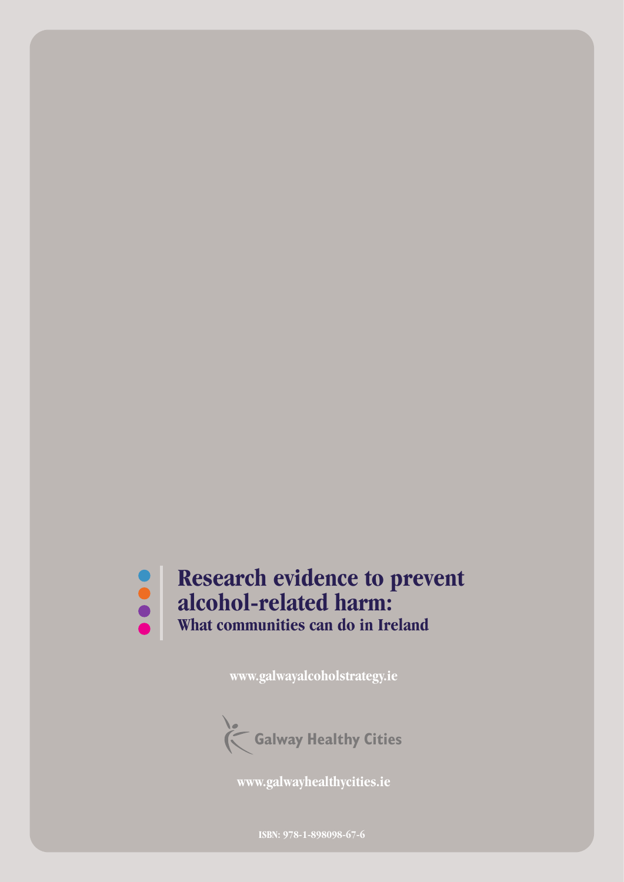# Research evidence to prevent alcohol-related harm:

## What communities can do in Ireland

www.galwayalcoholstrategy.ie

Galway Healthy Cities

www.galwayhealthycities.ie

ISBN: 978-1-898098-67-6